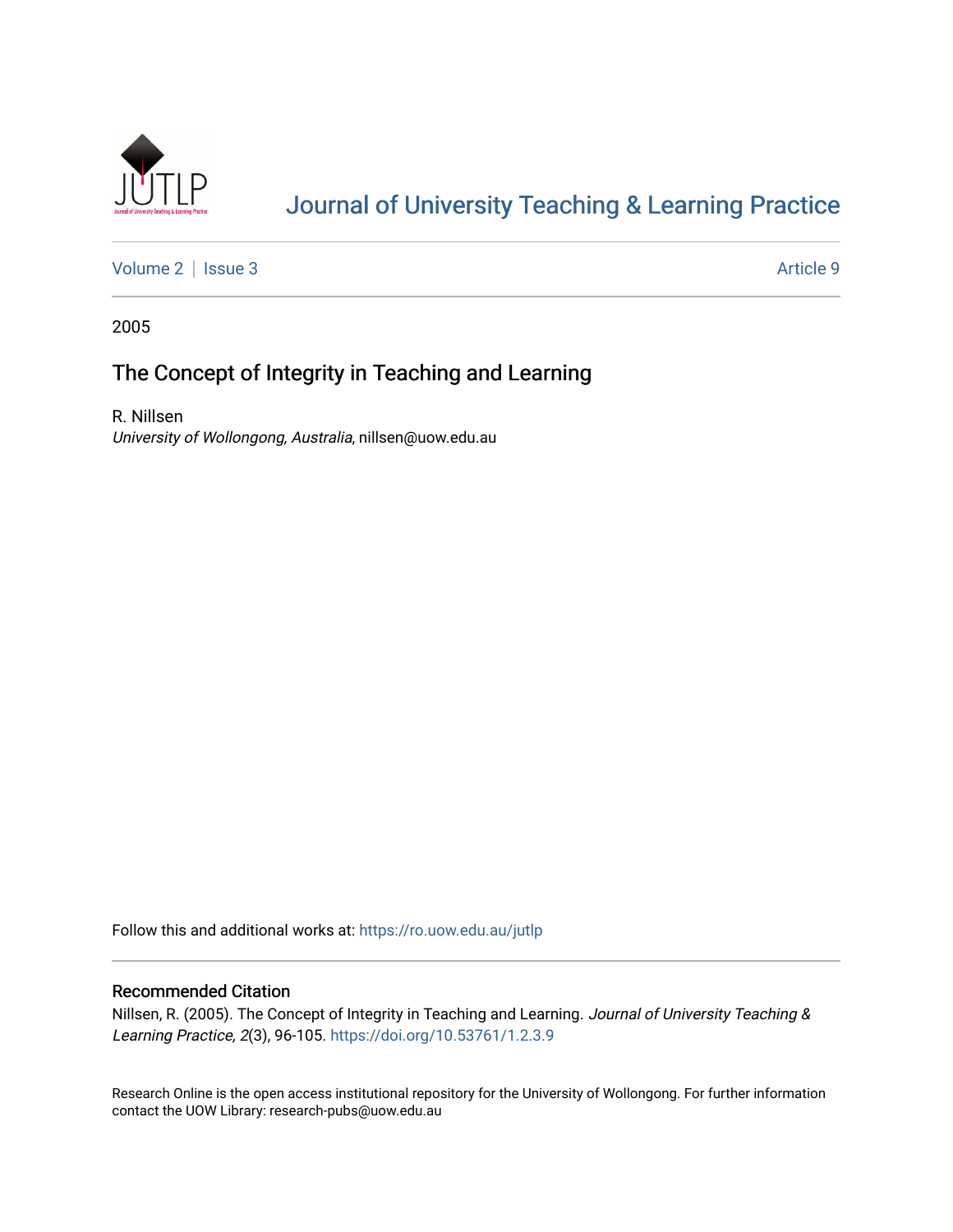# Journal of University Teaching & Learning Practice

Volume 2 | Issue 3 Article 9

2005

## The Concept of Integrity in Teaching and Learning

R. Nillsen
*University of Wollongong, Australia*, nillsen@uow.edu.au

Follow this and additional works at: https://ro.uow.edu.au/jutlp

### Recommended Citation

Nillsen, R. (2005). The Concept of Integrity in Teaching and Learning. *Journal of University Teaching & Learning Practice, 2*(3), 96-105. https://doi.org/10.53761/1.2.3.9

Research Online is the open access institutional repository for the University of Wollongong. For further information contact the UOW Library: research-pubs@uow.edu.au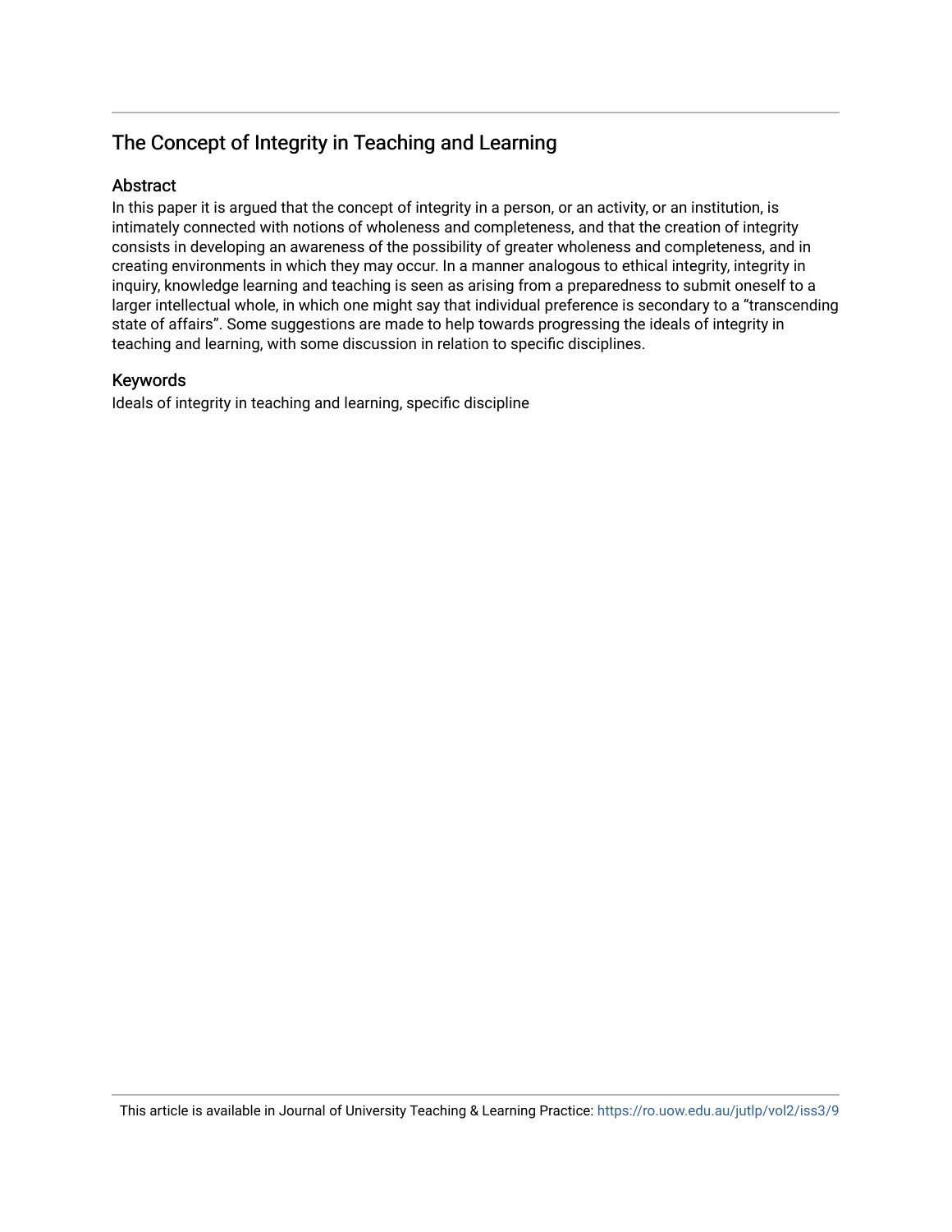## The Concept of Integrity in Teaching and Learning

### Abstract

In this paper it is argued that the concept of integrity in a person, or an activity, or an institution, is intimately connected with notions of wholeness and completeness, and that the creation of integrity consists in developing an awareness of the possibility of greater wholeness and completeness, and in creating environments in which they may occur. In a manner analogous to ethical integrity, integrity in inquiry, knowledge learning and teaching is seen as arising from a preparedness to submit oneself to a larger intellectual whole, in which one might say that individual preference is secondary to a "transcending state of affairs". Some suggestions are made to help towards progressing the ideals of integrity in teaching and learning, with some discussion in relation to specific disciplines.

### Keywords

Ideals of integrity in teaching and learning, specific discipline

This article is available in Journal of University Teaching & Learning Practice: https://ro.uow.edu.au/jutlp/vol2/iss3/9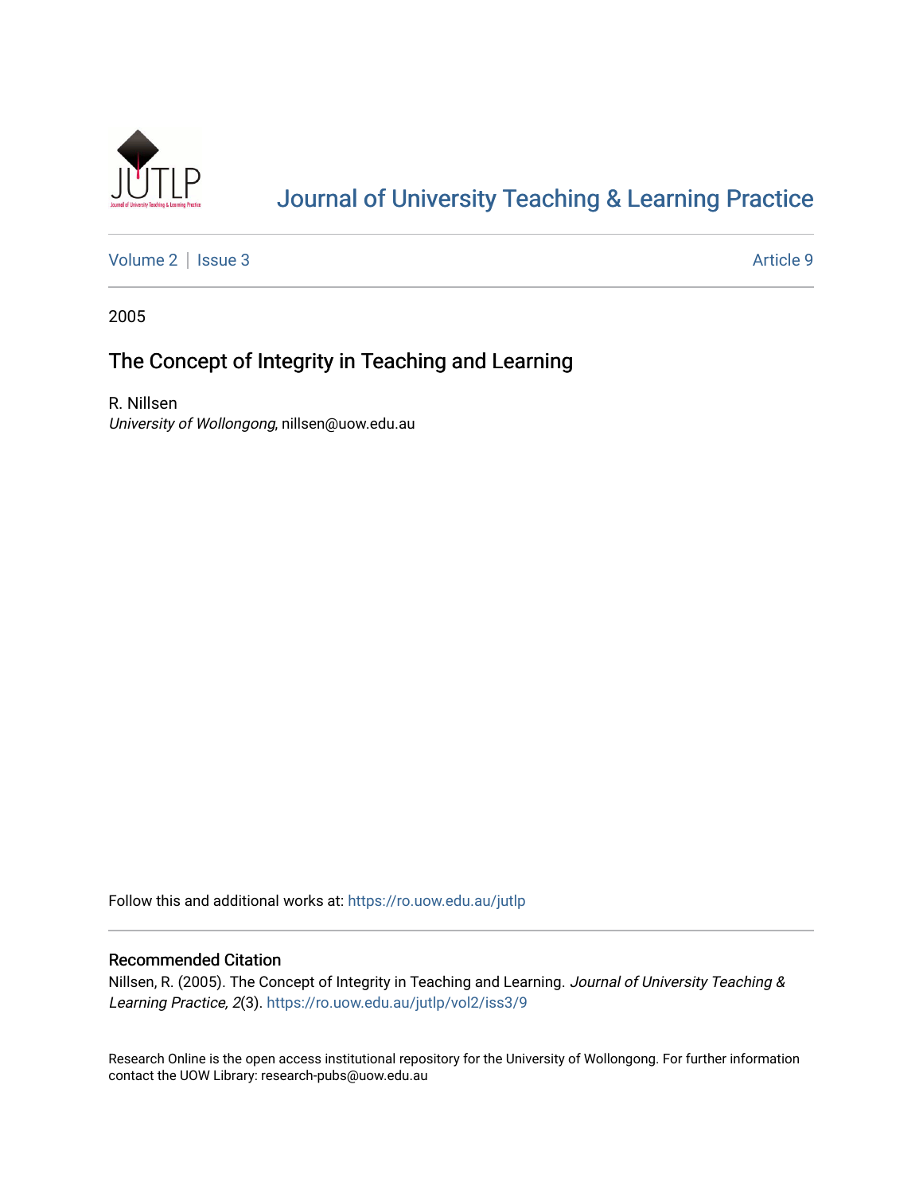Journal of University Teaching & Learning Practice

Volume 2 | Issue 3 | Article 9

2005

# The Concept of Integrity in Teaching and Learning

R. Nillsen
*University of Wollongong*, nillsen@uow.edu.au

Follow this and additional works at: https://ro.uow.edu.au/jutlp

## Recommended Citation

Nillsen, R. (2005). The Concept of Integrity in Teaching and Learning. *Journal of University Teaching & Learning Practice, 2*(3). https://ro.uow.edu.au/jutlp/vol2/iss3/9

Research Online is the open access institutional repository for the University of Wollongong. For further information contact the UOW Library: research-pubs@uow.edu.au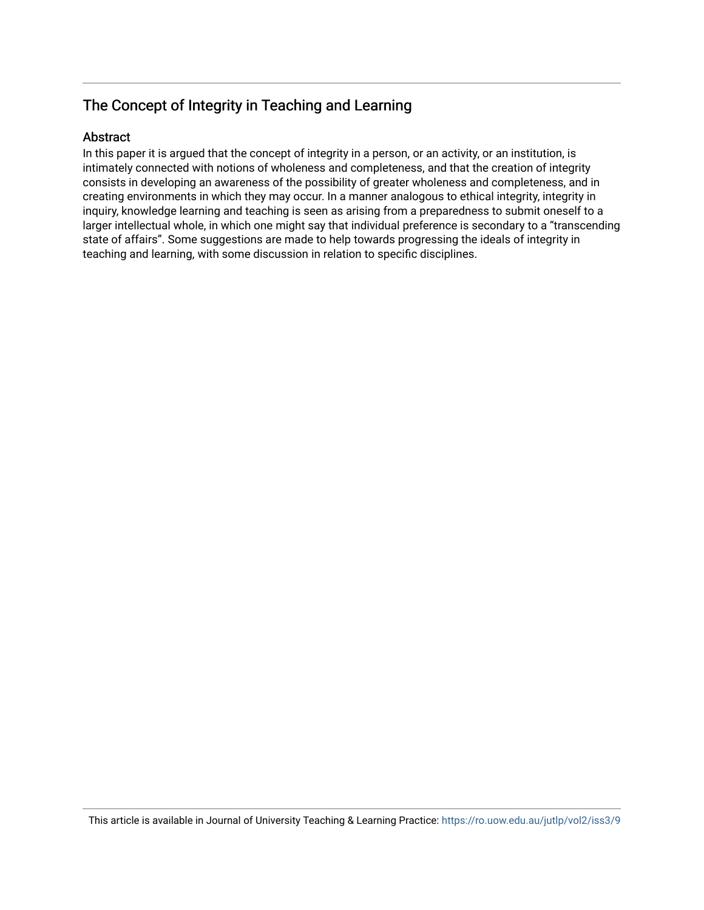## The Concept of Integrity in Teaching and Learning

### Abstract

In this paper it is argued that the concept of integrity in a person, or an activity, or an institution, is intimately connected with notions of wholeness and completeness, and that the creation of integrity consists in developing an awareness of the possibility of greater wholeness and completeness, and in creating environments in which they may occur. In a manner analogous to ethical integrity, integrity in inquiry, knowledge learning and teaching is seen as arising from a preparedness to submit oneself to a larger intellectual whole, in which one might say that individual preference is secondary to a "transcending state of affairs". Some suggestions are made to help towards progressing the ideals of integrity in teaching and learning, with some discussion in relation to specific disciplines.

This article is available in Journal of University Teaching & Learning Practice: https://ro.uow.edu.au/jutlp/vol2/iss3/9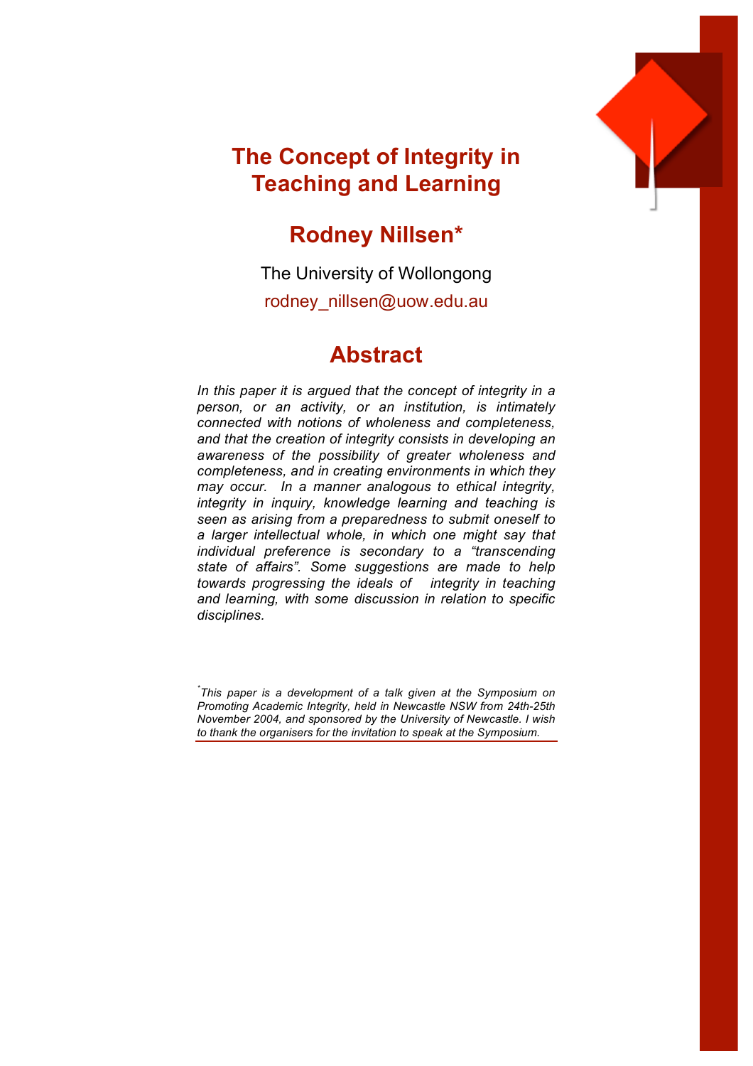# The Concept of Integrity in Teaching and Learning

## Rodney Nillsen*

The University of Wollongong

rodney_nillsen@uow.edu.au

## Abstract

*In this paper it is argued that the concept of integrity in a person, or an activity, or an institution, is intimately connected with notions of wholeness and completeness, and that the creation of integrity consists in developing an awareness of the possibility of greater wholeness and completeness, and in creating environments in which they may occur. In a manner analogous to ethical integrity, integrity in inquiry, knowledge learning and teaching is seen as arising from a preparedness to submit oneself to a larger intellectual whole, in which one might say that individual preference is secondary to a "transcending state of affairs". Some suggestions are made to help towards progressing the ideals of integrity in teaching and learning, with some discussion in relation to specific disciplines.*

*\*This paper is a development of a talk given at the Symposium on Promoting Academic Integrity, held in Newcastle NSW from 24th-25th November 2004, and sponsored by the University of Newcastle. I wish to thank the organisers for the invitation to speak at the Symposium.*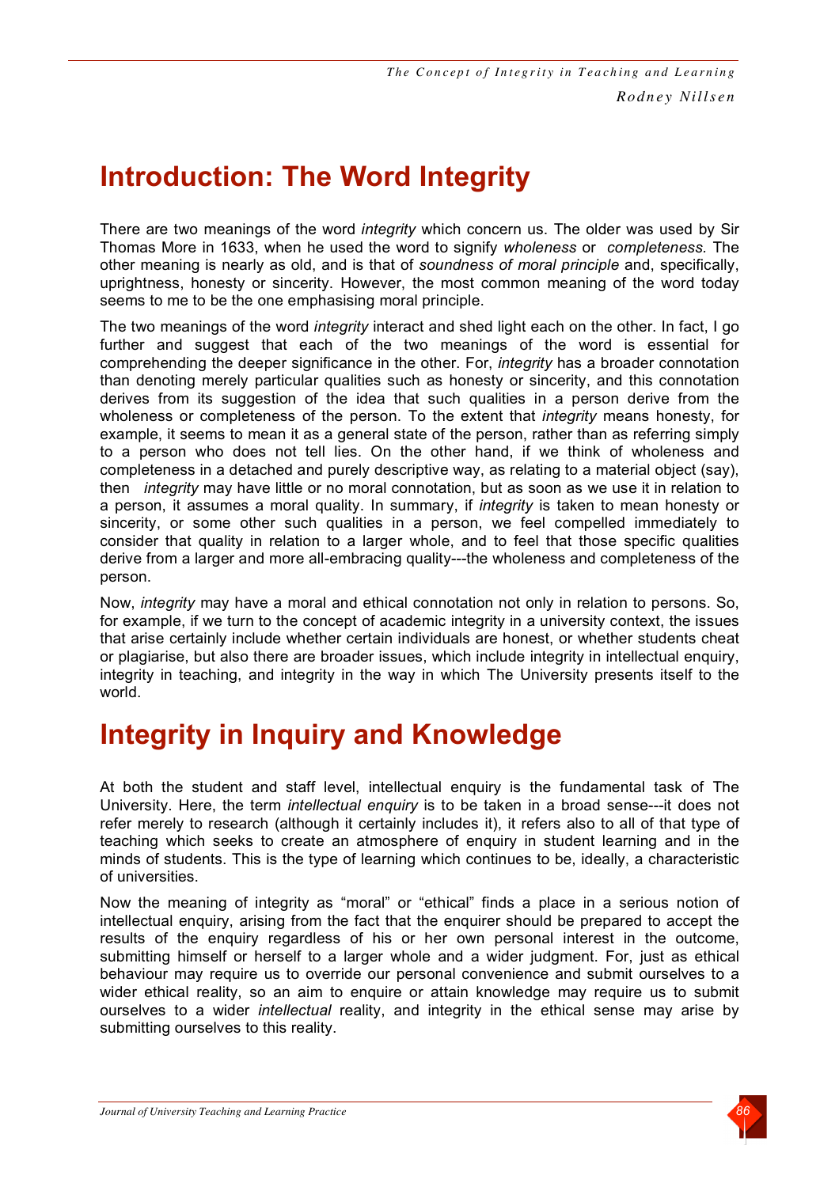# Introduction: The Word Integrity

There are two meanings of the word *integrity* which concern us. The older was used by Sir Thomas More in 1633, when he used the word to signify *wholeness* or *completeness*. The other meaning is nearly as old, and is that of *soundness of moral principle* and, specifically, uprightness, honesty or sincerity. However, the most common meaning of the word today seems to me to be the one emphasising moral principle.

The two meanings of the word *integrity* interact and shed light each on the other. In fact, I go further and suggest that each of the two meanings of the word is essential for comprehending the deeper significance in the other. For, *integrity* has a broader connotation than denoting merely particular qualities such as honesty or sincerity, and this connotation derives from its suggestion of the idea that such qualities in a person derive from the wholeness or completeness of the person. To the extent that *integrity* means honesty, for example, it seems to mean it as a general state of the person, rather than as referring simply to a person who does not tell lies. On the other hand, if we think of wholeness and completeness in a detached and purely descriptive way, as relating to a material object (say), then *integrity* may have little or no moral connotation, but as soon as we use it in relation to a person, it assumes a moral quality. In summary, if *integrity* is taken to mean honesty or sincerity, or some other such qualities in a person, we feel compelled immediately to consider that quality in relation to a larger whole, and to feel that those specific qualities derive from a larger and more all-embracing quality---the wholeness and completeness of the person.

Now, *integrity* may have a moral and ethical connotation not only in relation to persons. So, for example, if we turn to the concept of academic integrity in a university context, the issues that arise certainly include whether certain individuals are honest, or whether students cheat or plagiarise, but also there are broader issues, which include integrity in intellectual enquiry, integrity in teaching, and integrity in the way in which The University presents itself to the world.

# Integrity in Inquiry and Knowledge

At both the student and staff level, intellectual enquiry is the fundamental task of The University. Here, the term *intellectual enquiry* is to be taken in a broad sense---it does not refer merely to research (although it certainly includes it), it refers also to all of that type of teaching which seeks to create an atmosphere of enquiry in student learning and in the minds of students. This is the type of learning which continues to be, ideally, a characteristic of universities.

Now the meaning of integrity as "moral" or "ethical" finds a place in a serious notion of intellectual enquiry, arising from the fact that the enquirer should be prepared to accept the results of the enquiry regardless of his or her own personal interest in the outcome, submitting himself or herself to a larger whole and a wider judgment. For, just as ethical behaviour may require us to override our personal convenience and submit ourselves to a wider ethical reality, so an aim to enquire or attain knowledge may require us to submit ourselves to a wider *intellectual* reality, and integrity in the ethical sense may arise by submitting ourselves to this reality.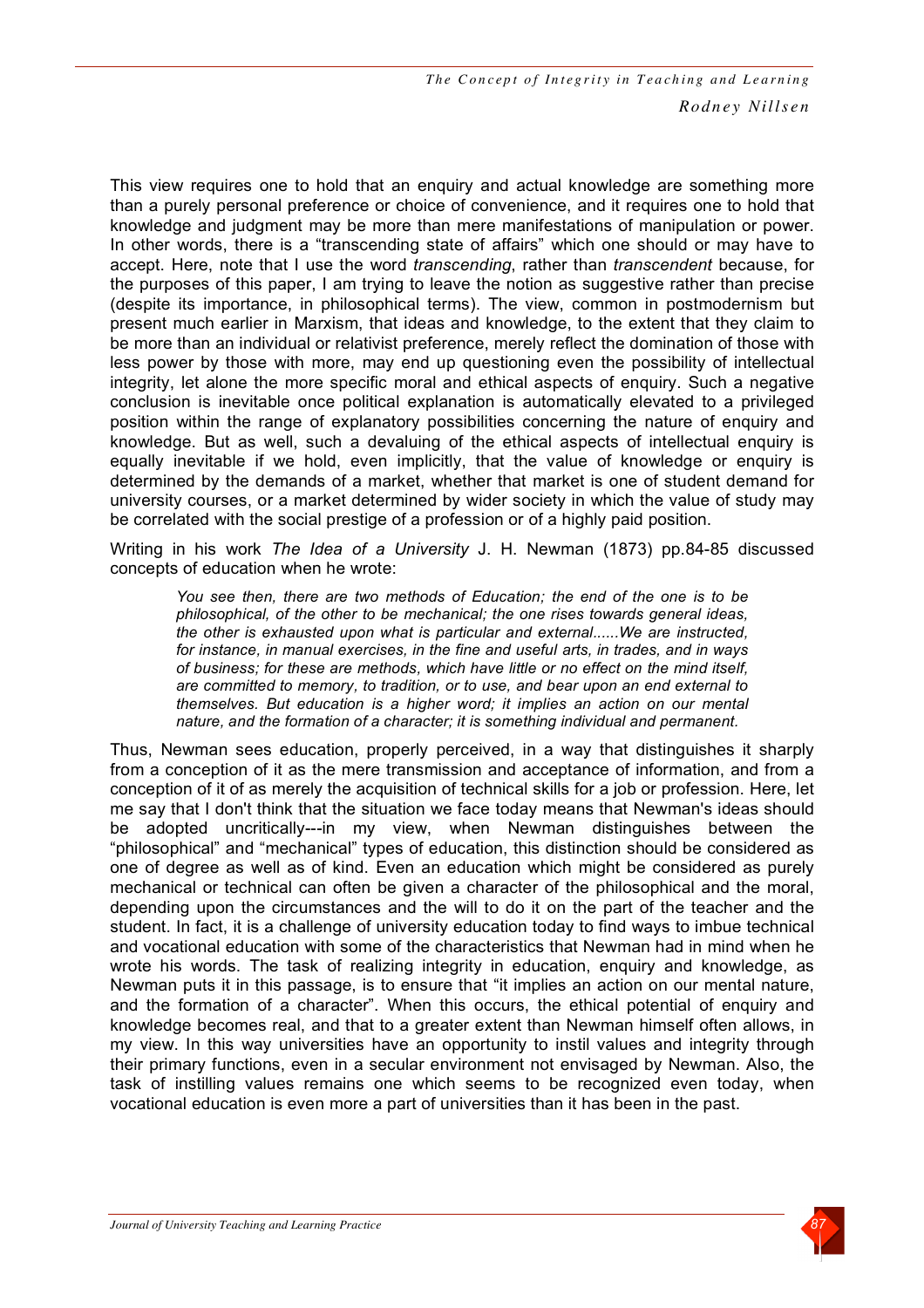This view requires one to hold that an enquiry and actual knowledge are something more than a purely personal preference or choice of convenience, and it requires one to hold that knowledge and judgment may be more than mere manifestations of manipulation or power. In other words, there is a "transcending state of affairs" which one should or may have to accept. Here, note that I use the word *transcending*, rather than *transcendent* because, for the purposes of this paper, I am trying to leave the notion as suggestive rather than precise (despite its importance, in philosophical terms). The view, common in postmodernism but present much earlier in Marxism, that ideas and knowledge, to the extent that they claim to be more than an individual or relativist preference, merely reflect the domination of those with less power by those with more, may end up questioning even the possibility of intellectual integrity, let alone the more specific moral and ethical aspects of enquiry. Such a negative conclusion is inevitable once political explanation is automatically elevated to a privileged position within the range of explanatory possibilities concerning the nature of enquiry and knowledge. But as well, such a devaluing of the ethical aspects of intellectual enquiry is equally inevitable if we hold, even implicitly, that the value of knowledge or enquiry is determined by the demands of a market, whether that market is one of student demand for university courses, or a market determined by wider society in which the value of study may be correlated with the social prestige of a profession or of a highly paid position.

Writing in his work *The Idea of a University* J. H. Newman (1873) pp.84-85 discussed concepts of education when he wrote:

> *You see then, there are two methods of Education; the end of the one is to be philosophical, of the other to be mechanical; the one rises towards general ideas, the other is exhausted upon what is particular and external......We are instructed, for instance, in manual exercises, in the fine and useful arts, in trades, and in ways of business; for these are methods, which have little or no effect on the mind itself, are committed to memory, to tradition, or to use, and bear upon an end external to themselves. But education is a higher word; it implies an action on our mental nature, and the formation of a character; it is something individual and permanent.*

Thus, Newman sees education, properly perceived, in a way that distinguishes it sharply from a conception of it as the mere transmission and acceptance of information, and from a conception of it of as merely the acquisition of technical skills for a job or profession. Here, let me say that I don't think that the situation we face today means that Newman's ideas should be adopted uncritically---in my view, when Newman distinguishes between the "philosophical" and "mechanical" types of education, this distinction should be considered as one of degree as well as of kind. Even an education which might be considered as purely mechanical or technical can often be given a character of the philosophical and the moral, depending upon the circumstances and the will to do it on the part of the teacher and the student. In fact, it is a challenge of university education today to find ways to imbue technical and vocational education with some of the characteristics that Newman had in mind when he wrote his words. The task of realizing integrity in education, enquiry and knowledge, as Newman puts it in this passage, is to ensure that "it implies an action on our mental nature, and the formation of a character". When this occurs, the ethical potential of enquiry and knowledge becomes real, and that to a greater extent than Newman himself often allows, in my view. In this way universities have an opportunity to instil values and integrity through their primary functions, even in a secular environment not envisaged by Newman. Also, the task of instilling values remains one which seems to be recognized even today, when vocational education is even more a part of universities than it has been in the past.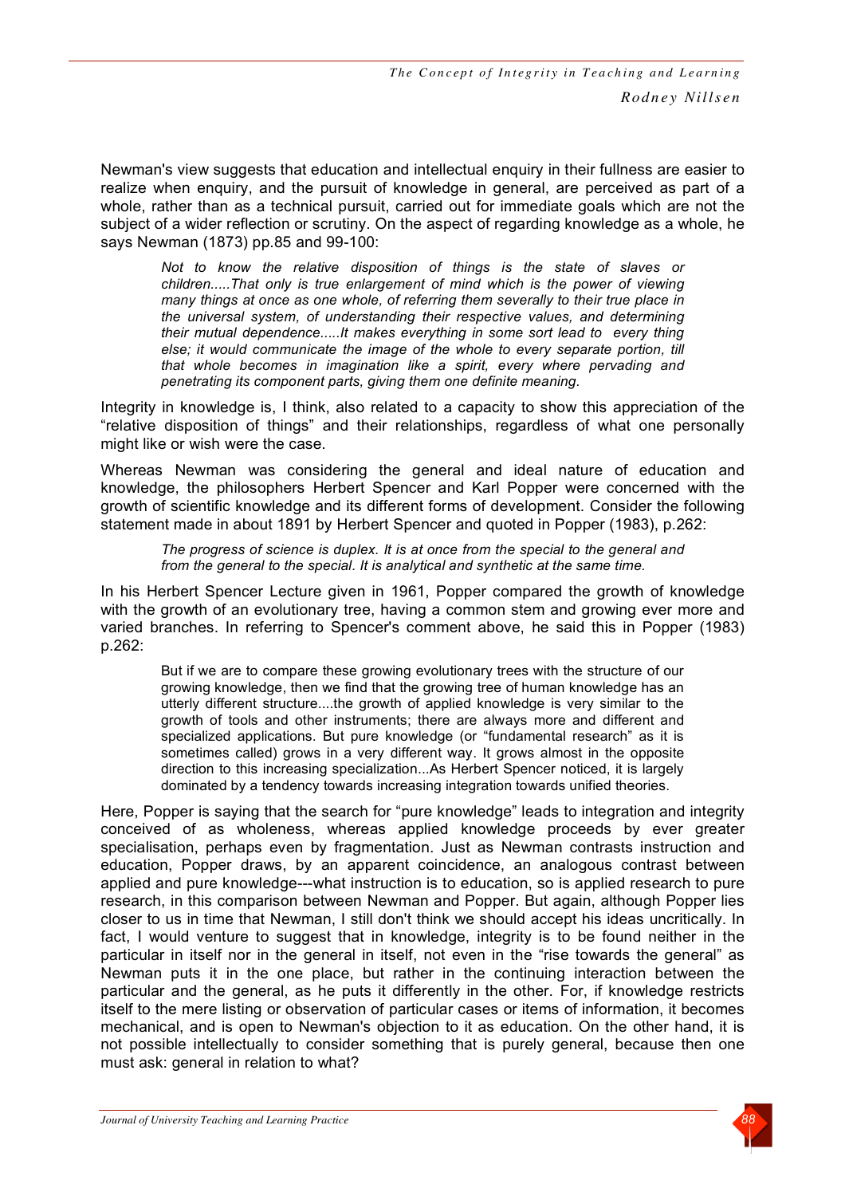Newman's view suggests that education and intellectual enquiry in their fullness are easier to realize when enquiry, and the pursuit of knowledge in general, are perceived as part of a whole, rather than as a technical pursuit, carried out for immediate goals which are not the subject of a wider reflection or scrutiny. On the aspect of regarding knowledge as a whole, he says Newman (1873) pp.85 and 99-100:

> *Not to know the relative disposition of things is the state of slaves or children.....That only is true enlargement of mind which is the power of viewing many things at once as one whole, of referring them severally to their true place in the universal system, of understanding their respective values, and determining their mutual dependence.....It makes everything in some sort lead to every thing else; it would communicate the image of the whole to every separate portion, till that whole becomes in imagination like a spirit, every where pervading and penetrating its component parts, giving them one definite meaning.*

Integrity in knowledge is, I think, also related to a capacity to show this appreciation of the "relative disposition of things" and their relationships, regardless of what one personally might like or wish were the case.

Whereas Newman was considering the general and ideal nature of education and knowledge, the philosophers Herbert Spencer and Karl Popper were concerned with the growth of scientific knowledge and its different forms of development. Consider the following statement made in about 1891 by Herbert Spencer and quoted in Popper (1983), p.262:

> *The progress of science is duplex. It is at once from the special to the general and from the general to the special. It is analytical and synthetic at the same time.*

In his Herbert Spencer Lecture given in 1961, Popper compared the growth of knowledge with the growth of an evolutionary tree, having a common stem and growing ever more and varied branches. In referring to Spencer's comment above, he said this in Popper (1983) p.262:

> But if we are to compare these growing evolutionary trees with the structure of our growing knowledge, then we find that the growing tree of human knowledge has an utterly different structure....the growth of applied knowledge is very similar to the growth of tools and other instruments; there are always more and different and specialized applications. But pure knowledge (or "fundamental research" as it is sometimes called) grows in a very different way. It grows almost in the opposite direction to this increasing specialization...As Herbert Spencer noticed, it is largely dominated by a tendency towards increasing integration towards unified theories.

Here, Popper is saying that the search for "pure knowledge" leads to integration and integrity conceived of as wholeness, whereas applied knowledge proceeds by ever greater specialisation, perhaps even by fragmentation. Just as Newman contrasts instruction and education, Popper draws, by an apparent coincidence, an analogous contrast between applied and pure knowledge---what instruction is to education, so is applied research to pure research, in this comparison between Newman and Popper. But again, although Popper lies closer to us in time that Newman, I still don't think we should accept his ideas uncritically. In fact, I would venture to suggest that in knowledge, integrity is to be found neither in the particular in itself nor in the general in itself, not even in the "rise towards the general" as Newman puts it in the one place, but rather in the continuing interaction between the particular and the general, as he puts it differently in the other. For, if knowledge restricts itself to the mere listing or observation of particular cases or items of information, it becomes mechanical, and is open to Newman's objection to it as education. On the other hand, it is not possible intellectually to consider something that is purely general, because then one must ask: general in relation to what?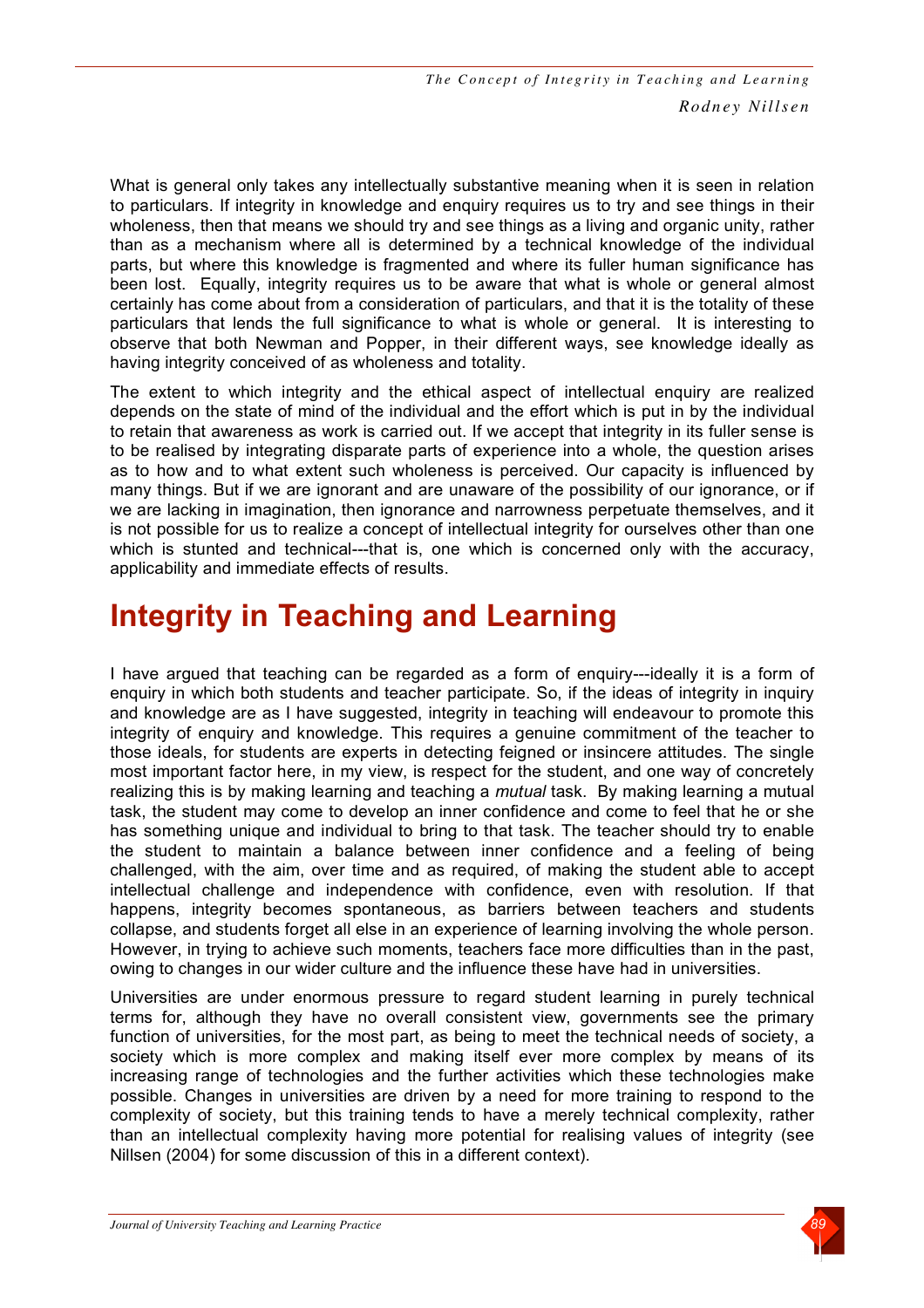What is general only takes any intellectually substantive meaning when it is seen in relation to particulars. If integrity in knowledge and enquiry requires us to try and see things in their wholeness, then that means we should try and see things as a living and organic unity, rather than as a mechanism where all is determined by a technical knowledge of the individual parts, but where this knowledge is fragmented and where its fuller human significance has been lost. Equally, integrity requires us to be aware that what is whole or general almost certainly has come about from a consideration of particulars, and that it is the totality of these particulars that lends the full significance to what is whole or general. It is interesting to observe that both Newman and Popper, in their different ways, see knowledge ideally as having integrity conceived of as wholeness and totality.

The extent to which integrity and the ethical aspect of intellectual enquiry are realized depends on the state of mind of the individual and the effort which is put in by the individual to retain that awareness as work is carried out. If we accept that integrity in its fuller sense is to be realised by integrating disparate parts of experience into a whole, the question arises as to how and to what extent such wholeness is perceived. Our capacity is influenced by many things. But if we are ignorant and are unaware of the possibility of our ignorance, or if we are lacking in imagination, then ignorance and narrowness perpetuate themselves, and it is not possible for us to realize a concept of intellectual integrity for ourselves other than one which is stunted and technical---that is, one which is concerned only with the accuracy, applicability and immediate effects of results.

# Integrity in Teaching and Learning

I have argued that teaching can be regarded as a form of enquiry---ideally it is a form of enquiry in which both students and teacher participate. So, if the ideas of integrity in inquiry and knowledge are as I have suggested, integrity in teaching will endeavour to promote this integrity of enquiry and knowledge. This requires a genuine commitment of the teacher to those ideals, for students are experts in detecting feigned or insincere attitudes. The single most important factor here, in my view, is respect for the student, and one way of concretely realizing this is by making learning and teaching a *mutual* task. By making learning a mutual task, the student may come to develop an inner confidence and come to feel that he or she has something unique and individual to bring to that task. The teacher should try to enable the student to maintain a balance between inner confidence and a feeling of being challenged, with the aim, over time and as required, of making the student able to accept intellectual challenge and independence with confidence, even with resolution. If that happens, integrity becomes spontaneous, as barriers between teachers and students collapse, and students forget all else in an experience of learning involving the whole person. However, in trying to achieve such moments, teachers face more difficulties than in the past, owing to changes in our wider culture and the influence these have had in universities.

Universities are under enormous pressure to regard student learning in purely technical terms for, although they have no overall consistent view, governments see the primary function of universities, for the most part, as being to meet the technical needs of society, a society which is more complex and making itself ever more complex by means of its increasing range of technologies and the further activities which these technologies make possible. Changes in universities are driven by a need for more training to respond to the complexity of society, but this training tends to have a merely technical complexity, rather than an intellectual complexity having more potential for realising values of integrity (see Nillsen (2004) for some discussion of this in a different context).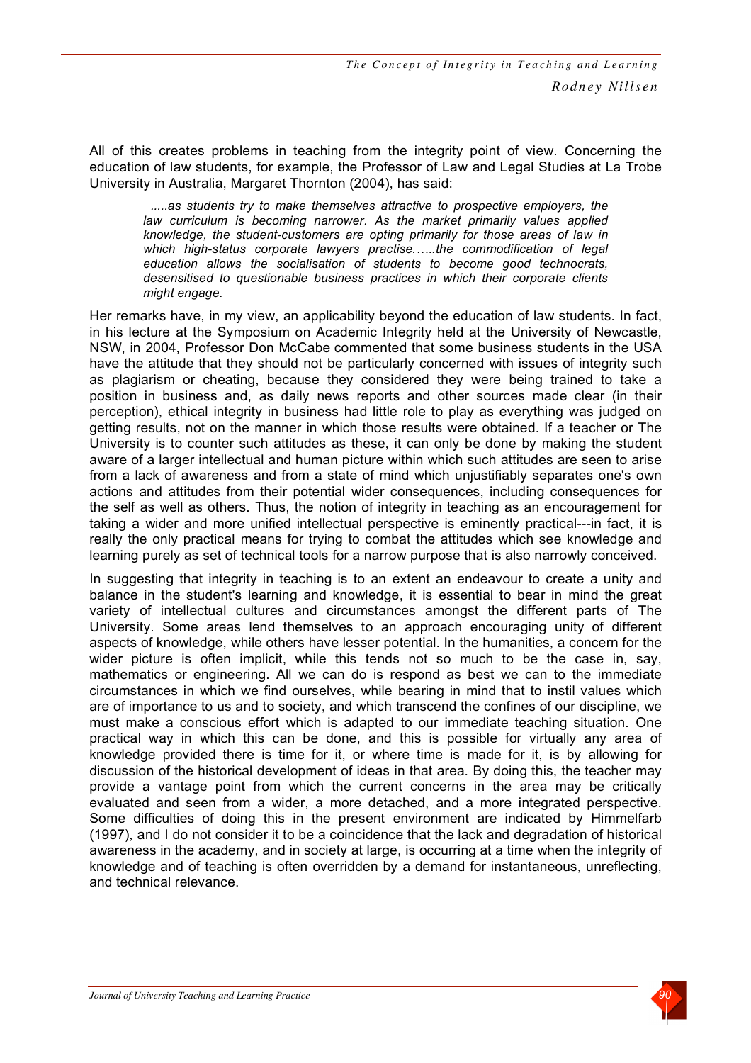All of this creates problems in teaching from the integrity point of view. Concerning the education of law students, for example, the Professor of Law and Legal Studies at La Trobe University in Australia, Margaret Thornton (2004), has said:

> .....as students try to make themselves attractive to prospective employers, the law curriculum is becoming narrower. As the market primarily values applied knowledge, the student-customers are opting primarily for those areas of law in which high-status corporate lawyers practise…...the commodification of legal education allows the socialisation of students to become good technocrats, desensitised to questionable business practices in which their corporate clients might engage.

Her remarks have, in my view, an applicability beyond the education of law students. In fact, in his lecture at the Symposium on Academic Integrity held at the University of Newcastle, NSW, in 2004, Professor Don McCabe commented that some business students in the USA have the attitude that they should not be particularly concerned with issues of integrity such as plagiarism or cheating, because they considered they were being trained to take a position in business and, as daily news reports and other sources made clear (in their perception), ethical integrity in business had little role to play as everything was judged on getting results, not on the manner in which those results were obtained. If a teacher or The University is to counter such attitudes as these, it can only be done by making the student aware of a larger intellectual and human picture within which such attitudes are seen to arise from a lack of awareness and from a state of mind which unjustifiably separates one's own actions and attitudes from their potential wider consequences, including consequences for the self as well as others. Thus, the notion of integrity in teaching as an encouragement for taking a wider and more unified intellectual perspective is eminently practical---in fact, it is really the only practical means for trying to combat the attitudes which see knowledge and learning purely as set of technical tools for a narrow purpose that is also narrowly conceived.

In suggesting that integrity in teaching is to an extent an endeavour to create a unity and balance in the student's learning and knowledge, it is essential to bear in mind the great variety of intellectual cultures and circumstances amongst the different parts of The University. Some areas lend themselves to an approach encouraging unity of different aspects of knowledge, while others have lesser potential. In the humanities, a concern for the wider picture is often implicit, while this tends not so much to be the case in, say, mathematics or engineering. All we can do is respond as best we can to the immediate circumstances in which we find ourselves, while bearing in mind that to instil values which are of importance to us and to society, and which transcend the confines of our discipline, we must make a conscious effort which is adapted to our immediate teaching situation. One practical way in which this can be done, and this is possible for virtually any area of knowledge provided there is time for it, or where time is made for it, is by allowing for discussion of the historical development of ideas in that area. By doing this, the teacher may provide a vantage point from which the current concerns in the area may be critically evaluated and seen from a wider, a more detached, and a more integrated perspective. Some difficulties of doing this in the present environment are indicated by Himmelfarb (1997), and I do not consider it to be a coincidence that the lack and degradation of historical awareness in the academy, and in society at large, is occurring at a time when the integrity of knowledge and of teaching is often overridden by a demand for instantaneous, unreflecting, and technical relevance.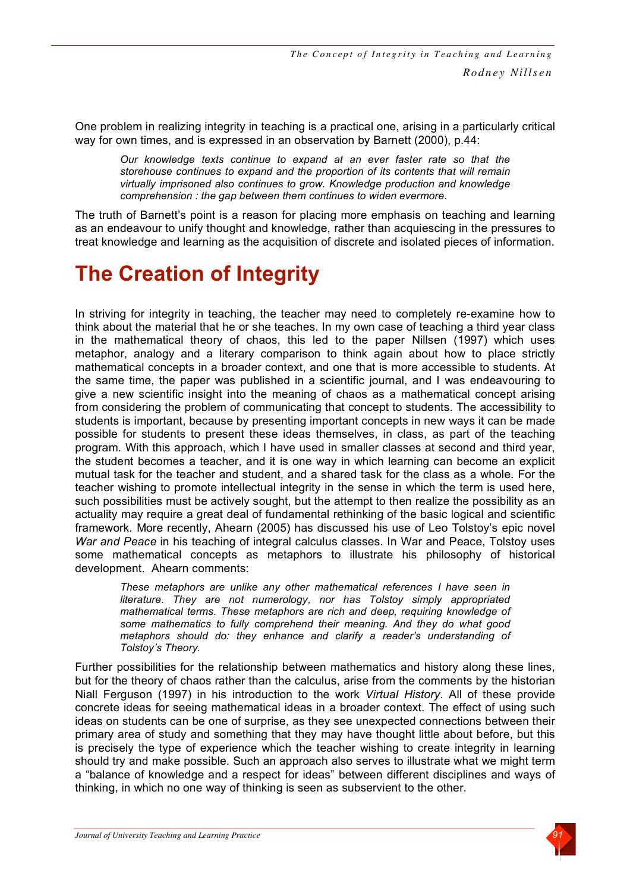One problem in realizing integrity in teaching is a practical one, arising in a particularly critical way for own times, and is expressed in an observation by Barnett (2000), p.44:

> *Our knowledge texts continue to expand at an ever faster rate so that the storehouse continues to expand and the proportion of its contents that will remain virtually imprisoned also continues to grow. Knowledge production and knowledge comprehension : the gap between them continues to widen evermore.*

The truth of Barnett's point is a reason for placing more emphasis on teaching and learning as an endeavour to unify thought and knowledge, rather than acquiescing in the pressures to treat knowledge and learning as the acquisition of discrete and isolated pieces of information.

# The Creation of Integrity

In striving for integrity in teaching, the teacher may need to completely re-examine how to think about the material that he or she teaches. In my own case of teaching a third year class in the mathematical theory of chaos, this led to the paper Nillsen (1997) which uses metaphor, analogy and a literary comparison to think again about how to place strictly mathematical concepts in a broader context, and one that is more accessible to students. At the same time, the paper was published in a scientific journal, and I was endeavouring to give a new scientific insight into the meaning of chaos as a mathematical concept arising from considering the problem of communicating that concept to students. The accessibility to students is important, because by presenting important concepts in new ways it can be made possible for students to present these ideas themselves, in class, as part of the teaching program. With this approach, which I have used in smaller classes at second and third year, the student becomes a teacher, and it is one way in which learning can become an explicit mutual task for the teacher and student, and a shared task for the class as a whole. For the teacher wishing to promote intellectual integrity in the sense in which the term is used here, such possibilities must be actively sought, but the attempt to then realize the possibility as an actuality may require a great deal of fundamental rethinking of the basic logical and scientific framework. More recently, Ahearn (2005) has discussed his use of Leo Tolstoy's epic novel *War and Peace* in his teaching of integral calculus classes. In War and Peace, Tolstoy uses some mathematical concepts as metaphors to illustrate his philosophy of historical development. Ahearn comments:

> *These metaphors are unlike any other mathematical references I have seen in literature. They are not numerology, nor has Tolstoy simply appropriated mathematical terms. These metaphors are rich and deep, requiring knowledge of some mathematics to fully comprehend their meaning. And they do what good metaphors should do: they enhance and clarify a reader's understanding of Tolstoy's Theory.*

Further possibilities for the relationship between mathematics and history along these lines, but for the theory of chaos rather than the calculus, arise from the comments by the historian Niall Ferguson (1997) in his introduction to the work *Virtual History*. All of these provide concrete ideas for seeing mathematical ideas in a broader context. The effect of using such ideas on students can be one of surprise, as they see unexpected connections between their primary area of study and something that they may have thought little about before, but this is precisely the type of experience which the teacher wishing to create integrity in learning should try and make possible. Such an approach also serves to illustrate what we might term a "balance of knowledge and a respect for ideas" between different disciplines and ways of thinking, in which no one way of thinking is seen as subservient to the other.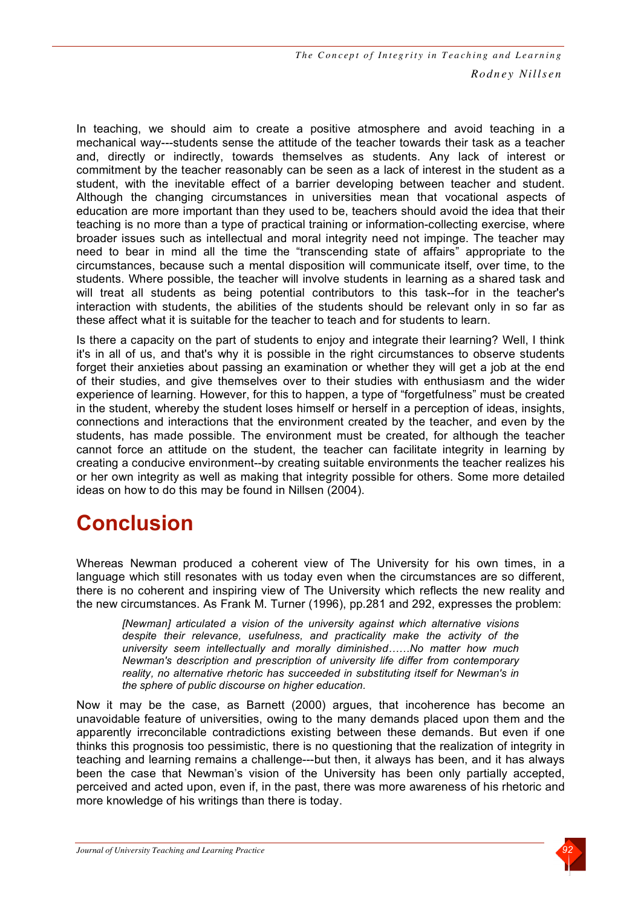In teaching, we should aim to create a positive atmosphere and avoid teaching in a mechanical way---students sense the attitude of the teacher towards their task as a teacher and, directly or indirectly, towards themselves as students. Any lack of interest or commitment by the teacher reasonably can be seen as a lack of interest in the student as a student, with the inevitable effect of a barrier developing between teacher and student. Although the changing circumstances in universities mean that vocational aspects of education are more important than they used to be, teachers should avoid the idea that their teaching is no more than a type of practical training or information-collecting exercise, where broader issues such as intellectual and moral integrity need not impinge. The teacher may need to bear in mind all the time the "transcending state of affairs" appropriate to the circumstances, because such a mental disposition will communicate itself, over time, to the students. Where possible, the teacher will involve students in learning as a shared task and will treat all students as being potential contributors to this task--for in the teacher's interaction with students, the abilities of the students should be relevant only in so far as these affect what it is suitable for the teacher to teach and for students to learn.

Is there a capacity on the part of students to enjoy and integrate their learning? Well, I think it's in all of us, and that's why it is possible in the right circumstances to observe students forget their anxieties about passing an examination or whether they will get a job at the end of their studies, and give themselves over to their studies with enthusiasm and the wider experience of learning. However, for this to happen, a type of "forgetfulness" must be created in the student, whereby the student loses himself or herself in a perception of ideas, insights, connections and interactions that the environment created by the teacher, and even by the students, has made possible. The environment must be created, for although the teacher cannot force an attitude on the student, the teacher can facilitate integrity in learning by creating a conducive environment--by creating suitable environments the teacher realizes his or her own integrity as well as making that integrity possible for others. Some more detailed ideas on how to do this may be found in Nillsen (2004).

# Conclusion

Whereas Newman produced a coherent view of The University for his own times, in a language which still resonates with us today even when the circumstances are so different, there is no coherent and inspiring view of The University which reflects the new reality and the new circumstances. As Frank M. Turner (1996), pp.281 and 292, expresses the problem:

> *[Newman] articulated a vision of the university against which alternative visions despite their relevance, usefulness, and practicality make the activity of the university seem intellectually and morally diminished……No matter how much Newman's description and prescription of university life differ from contemporary reality, no alternative rhetoric has succeeded in substituting itself for Newman's in the sphere of public discourse on higher education.*

Now it may be the case, as Barnett (2000) argues, that incoherence has become an unavoidable feature of universities, owing to the many demands placed upon them and the apparently irreconcilable contradictions existing between these demands. But even if one thinks this prognosis too pessimistic, there is no questioning that the realization of integrity in teaching and learning remains a challenge---but then, it always has been, and it has always been the case that Newman's vision of the University has been only partially accepted, perceived and acted upon, even if, in the past, there was more awareness of his rhetoric and more knowledge of his writings than there is today.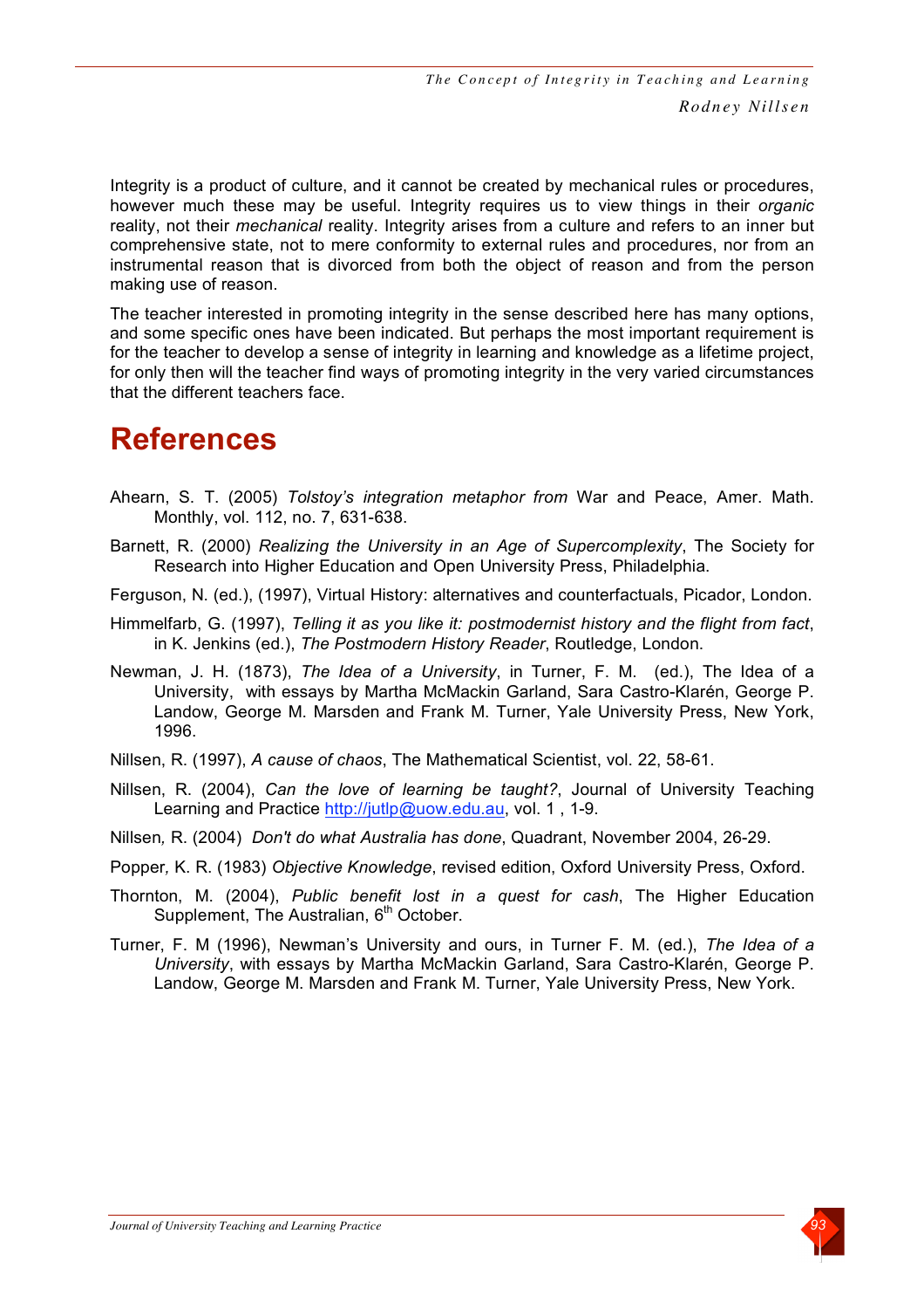Integrity is a product of culture, and it cannot be created by mechanical rules or procedures, however much these may be useful. Integrity requires us to view things in their *organic* reality, not their *mechanical* reality. Integrity arises from a culture and refers to an inner but comprehensive state, not to mere conformity to external rules and procedures, nor from an instrumental reason that is divorced from both the object of reason and from the person making use of reason.

The teacher interested in promoting integrity in the sense described here has many options, and some specific ones have been indicated. But perhaps the most important requirement is for the teacher to develop a sense of integrity in learning and knowledge as a lifetime project, for only then will the teacher find ways of promoting integrity in the very varied circumstances that the different teachers face.

# References

Ahearn, S. T. (2005) *Tolstoy's integration metaphor from* War and Peace, Amer. Math. Monthly, vol. 112, no. 7, 631-638.

Barnett, R. (2000) *Realizing the University in an Age of Supercomplexity*, The Society for Research into Higher Education and Open University Press, Philadelphia.

Ferguson, N. (ed.), (1997), Virtual History: alternatives and counterfactuals, Picador, London.

Himmelfarb, G. (1997), *Telling it as you like it: postmodernist history and the flight from fact*, in K. Jenkins (ed.), *The Postmodern History Reader*, Routledge, London.

Newman, J. H. (1873), *The Idea of a University*, in Turner, F. M. (ed.), The Idea of a University, with essays by Martha McMackin Garland, Sara Castro-Klarén, George P. Landow, George M. Marsden and Frank M. Turner, Yale University Press, New York, 1996.

Nillsen, R. (1997), *A cause of chaos*, The Mathematical Scientist, vol. 22, 58-61.

Nillsen, R. (2004), *Can the love of learning be taught?*, Journal of University Teaching Learning and Practice http://jutlp@uow.edu.au, vol. 1 , 1-9.

Nillsen, R. (2004) *Don't do what Australia has done*, Quadrant, November 2004, 26-29.

Popper, K. R. (1983) *Objective Knowledge*, revised edition, Oxford University Press, Oxford.

Thornton, M. (2004), *Public benefit lost in a quest for cash*, The Higher Education Supplement, The Australian, 6th October.

Turner, F. M (1996), Newman's University and ours, in Turner F. M. (ed.), *The Idea of a University*, with essays by Martha McMackin Garland, Sara Castro-Klarén, George P. Landow, George M. Marsden and Frank M. Turner, Yale University Press, New York.